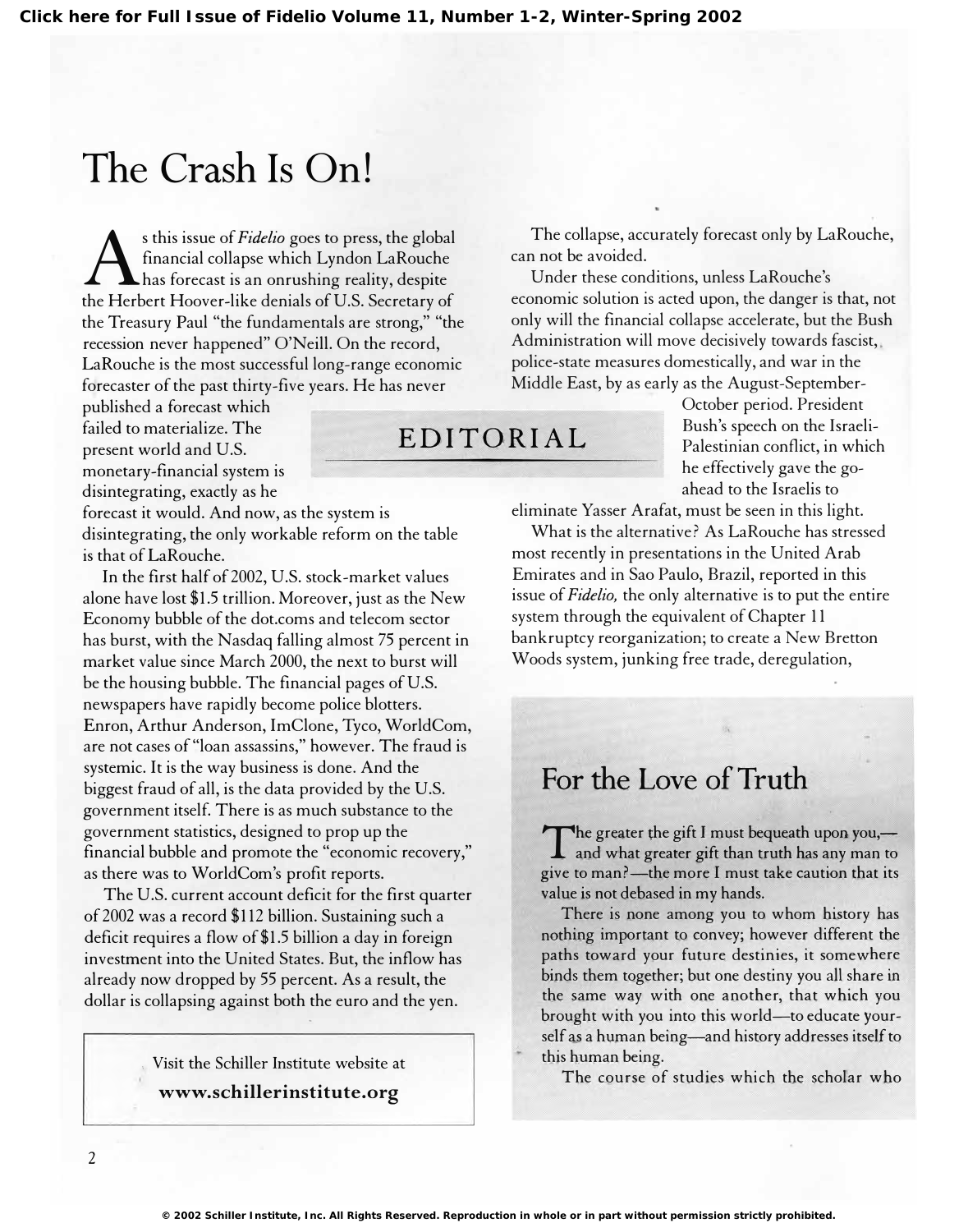# The Crash Is On!

## EDITORIAL

As this issue of *Fidelio* goes to press, the global financial collapse which Lyndon LaRouche has forecast is an onrushing reality, despite the Herbert Hoover-like denials of U.S. Secretary of the Treasury Paul "the fundamentals are strong," "the recession never happened" O'Neill. On the record, LaRouche is the most successful long-range economic forecaster of the past thirty-five years. He has never published a forecast which failed to materialize. The present world and U.S. monetary-financial system is disintegrating, exactly as he forecast it would. And now, as the system is disintegrating, the only workable reform on the table is that of LaRouche.

In the first half of 2002, U.S. stock-market values alone have lost $1.5 trillion. Moreover, just as the New Economy bubble of the dot.coms and telecom sector has burst, with the Nasdaq falling almost 75 percent in market value since March 2000, the next to burst will be the housing bubble. The financial pages of U.S. newspapers have rapidly become police blotters. Enron, Arthur Anderson, ImClone, Tyco, WorldCom, are not cases of "loan assassins," however. The fraud is systemic. It is the way business is done. And the biggest fraud of all, is the data provided by the U.S. government itself. There is as much substance to the government statistics, designed to prop up the financial bubble and promote the "economic recovery," as there was to WorldCom's profit reports.

The U.S. current account deficit for the first quarter of 2002 was a record $112 billion. Sustaining such a deficit requires a flow of $1.5 billion a day in foreign investment into the United States. But, the inflow has already now dropped by 55 percent. As a result, the dollar is collapsing against both the euro and the yen.

The collapse, accurately forecast only by LaRouche, can not be avoided.

Under these conditions, unless LaRouche's economic solution is acted upon, the danger is that, not only will the financial collapse accelerate, but the Bush Administration will move decisively towards fascist, police-state measures domestically, and war in the Middle East, by as early as the August-September-October period. President Bush's speech on the Israeli-Palestinian conflict, in which he effectively gave the go-ahead to the Israelis to eliminate Yasser Arafat, must be seen in this light.

What is the alternative? As LaRouche has stressed most recently in presentations in the United Arab Emirates and in Sao Paulo, Brazil, reported in this issue of *Fidelio,* the only alternative is to put the entire system through the equivalent of Chapter 11 bankruptcy reorganization; to create a New Bretton Woods system, junking free trade, deregulation,

Visit the Schiller Institute website at
**www.schillerinstitute.org**

## For the Love of Truth

The greater the gift I must bequeath upon you,—and what greater gift than truth has any man to give to man?—the more I must take caution that its value is not debased in my hands.

There is none among you to whom history has nothing important to convey; however different the paths toward your future destinies, it somewhere binds them together; but one destiny you all share in the same way with one another, that which you brought with you into this world—to educate yourself as a human being—and history addresses itself to this human being.

The course of studies which the scholar who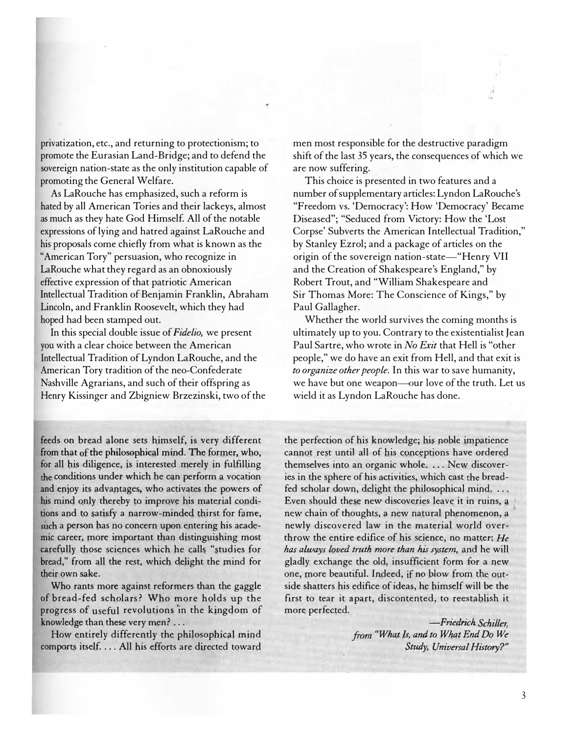privatization, etc., and returning to protectionism; to promote the Eurasian Land-Bridge; and to defend the sovereign nation-state as the only institution capable of promoting the General Welfare.

As LaRouche has emphasized, such a reform is hated by all American Tories and their lackeys, almost as much as they hate God Himself. All of the notable expressions of lying and hatred against LaRouche and his proposals come chiefly from what is known as the "American Tory" persuasion, who recognize in LaRouche what they regard as an obnoxiously effective expression of that patriotic American Intellectual Tradition of Benjamin Franklin, Abraham Lincoln, and Franklin Roosevelt, which they had hoped had been stamped out.

In this special double issue of *Fidelio,* we present you with a clear choice between the American Intellectual Tradition of Lyndon LaRouche, and the American Tory tradition of the neo-Confederate Nashville Agrarians, and such of their offspring as Henry Kissinger and Zbigniew Brzezinski, two of the men most responsible for the destructive paradigm shift of the last 35 years, the consequences of which we are now suffering.

This choice is presented in two features and a number of supplementary articles: Lyndon LaRouche's "Freedom vs. 'Democracy': How 'Democracy' Became Diseased"; "Seduced from Victory: How the 'Lost Corpse' Subverts the American Intellectual Tradition," by Stanley Ezrol; and a package of articles on the origin of the sovereign nation-state—"Henry VII and the Creation of Shakespeare's England," by Robert Trout, and "William Shakespeare and Sir Thomas More: The Conscience of Kings," by Paul Gallagher.

Whether the world survives the coming months is ultimately up to you. Contrary to the existentialist Jean Paul Sartre, who wrote in *No Exit* that Hell is "other people," we do have an exit from Hell, and that exit is *to organize other people.* In this war to save humanity, we have but one weapon—our love of the truth. Let us wield it as Lyndon LaRouche has done.

feeds on bread alone sets himself, is very different from that of the philosophical mind. The former, who, for all his diligence, is interested merely in fulfilling the conditions under which he can perform a vocation and enjoy its advantages, who activates the powers of his mind only thereby to improve his material conditions and to satisfy a narrow-minded thirst for fame, such a person has no concern upon entering his academic career, more important than distinguishing most carefully those sciences which he calls "studies for bread," from all the rest, which delight the mind for their own sake.

Who rants more against reformers than the gaggle of bread-fed scholars? Who more holds up the progress of useful revolutions in the kingdom of knowledge than these very men? . . .

How entirely differently the philosophical mind comports itself. . . . All his efforts are directed toward the perfection of his knowledge; his noble impatience cannot rest until all of his conceptions have ordered themselves into an organic whole. . . . New discoveries in the sphere of his activities, which cast the bread-fed scholar down, delight the philosophical mind. . . . Even should these new discoveries leave it in ruins, a new chain of thoughts, a new natural phenomenon, a newly discovered law in the material world overthrow the entire edifice of his science, no matter: *He has always loved truth more than his system,* and he will gladly exchange the old, insufficient form for a new one, more beautiful. Indeed, if no blow from the outside shatters his edifice of ideas, he himself will be the first to tear it apart, discontented, to reestablish it more perfected.

—*Friedrich Schiller,*
*from "What Is, and to What End Do We Study, Universal History?"*